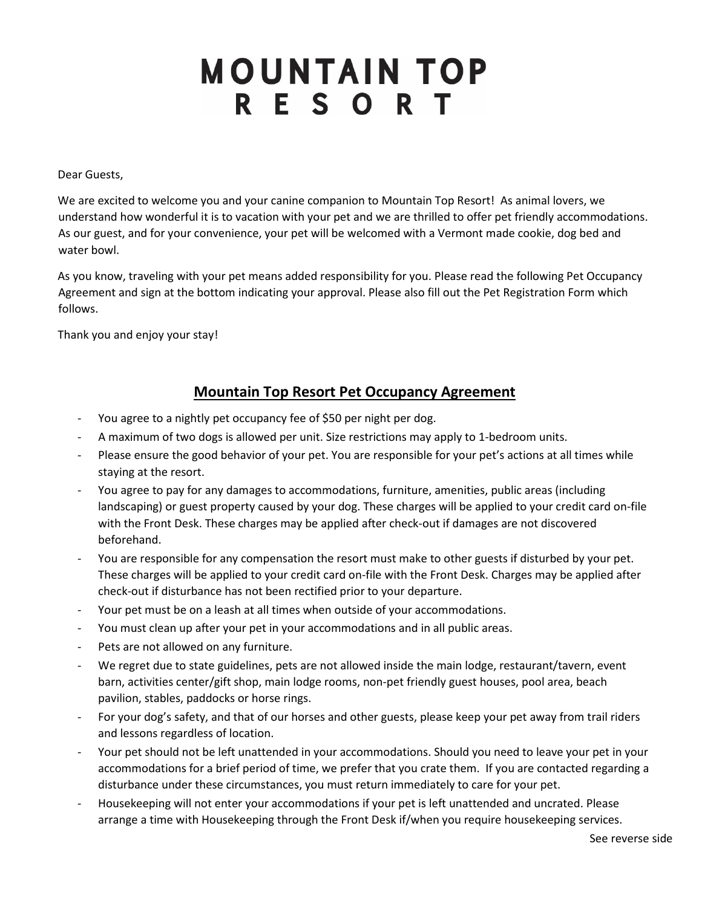# MOUNTAIN TOP RESORT

Dear Guests,

We are excited to welcome you and your canine companion to Mountain Top Resort! As animal lovers, we understand how wonderful it is to vacation with your pet and we are thrilled to offer pet friendly accommodations. As our guest, and for your convenience, your pet will be welcomed with a Vermont made cookie, dog bed and water bowl.

As you know, traveling with your pet means added responsibility for you. Please read the following Pet Occupancy Agreement and sign at the bottom indicating your approval. Please also fill out the Pet Registration Form which follows.

Thank you and enjoy your stay!

## Mountain Top Resort Pet Occupancy Agreement

- You agree to a nightly pet occupancy fee of $50 per night per dog.
- A maximum of two dogs is allowed per unit. Size restrictions may apply to 1-bedroom units.
- Please ensure the good behavior of your pet. You are responsible for your pet's actions at all times while staying at the resort.
- You agree to pay for any damages to accommodations, furniture, amenities, public areas (including landscaping) or guest property caused by your dog. These charges will be applied to your credit card on-file with the Front Desk. These charges may be applied after check-out if damages are not discovered beforehand.
- You are responsible for any compensation the resort must make to other guests if disturbed by your pet. These charges will be applied to your credit card on-file with the Front Desk. Charges may be applied after check-out if disturbance has not been rectified prior to your departure.
- Your pet must be on a leash at all times when outside of your accommodations.
- You must clean up after your pet in your accommodations and in all public areas.
- Pets are not allowed on any furniture.
- We regret due to state guidelines, pets are not allowed inside the main lodge, restaurant/tavern, event barn, activities center/gift shop, main lodge rooms, non-pet friendly guest houses, pool area, beach pavilion, stables, paddocks or horse rings.
- For your dog's safety, and that of our horses and other guests, please keep your pet away from trail riders and lessons regardless of location.
- Your pet should not be left unattended in your accommodations. Should you need to leave your pet in your accommodations for a brief period of time, we prefer that you crate them. If you are contacted regarding a disturbance under these circumstances, you must return immediately to care for your pet.
- Housekeeping will not enter your accommodations if your pet is left unattended and uncrated. Please arrange a time with Housekeeping through the Front Desk if/when you require housekeeping services.

See reverse side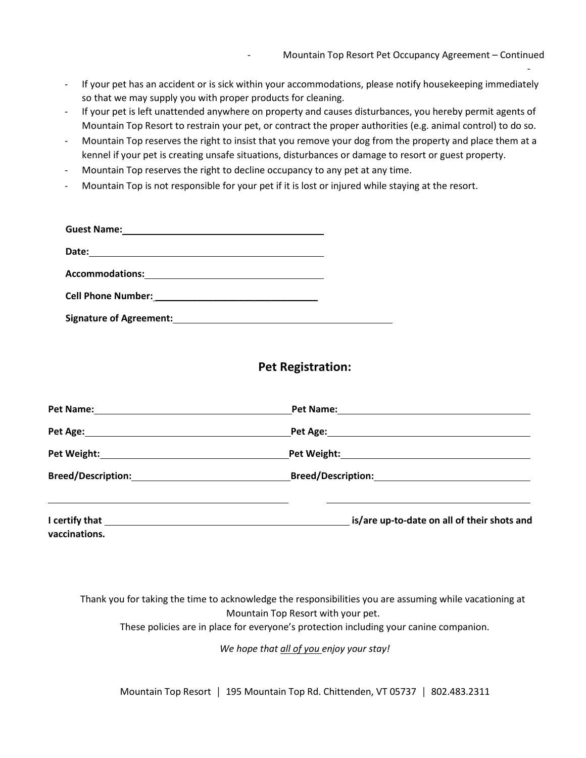Mountain Top Resort Pet Occupancy Agreement – Continued

- If your pet has an accident or is sick within your accommodations, please notify housekeeping immediately so that we may supply you with proper products for cleaning.
- If your pet is left unattended anywhere on property and causes disturbances, you hereby permit agents of Mountain Top Resort to restrain your pet, or contract the proper authorities (e.g. animal control) to do so.
- Mountain Top reserves the right to insist that you remove your dog from the property and place them at a kennel if your pet is creating unsafe situations, disturbances or damage to resort or guest property.
- Mountain Top reserves the right to decline occupancy to any pet at any time.
- Mountain Top is not responsible for your pet if it is lost or injured while staying at the resort.

**Guest Name:** ______________________________

**Date:** ______________________________

**Accommodations:** ______________________________

**Cell Phone Number:** ______________________________

**Signature of Agreement:** ______________________________

## Pet Registration:

| | |
|---|---|
| **Pet Name:** | **Pet Name:** |
| **Pet Age:** | **Pet Age:** |
| **Pet Weight:** | **Pet Weight:** |
| **Breed/Description:** | **Breed/Description:** |
| | |

**I certify that** ______________________________ **is/are up-to-date on all of their shots and vaccinations.**

Thank you for taking the time to acknowledge the responsibilities you are assuming while vacationing at Mountain Top Resort with your pet.

These policies are in place for everyone's protection including your canine companion.

*We hope that all of you enjoy your stay!*

Mountain Top Resort | 195 Mountain Top Rd. Chittenden, VT 05737 | 802.483.2311